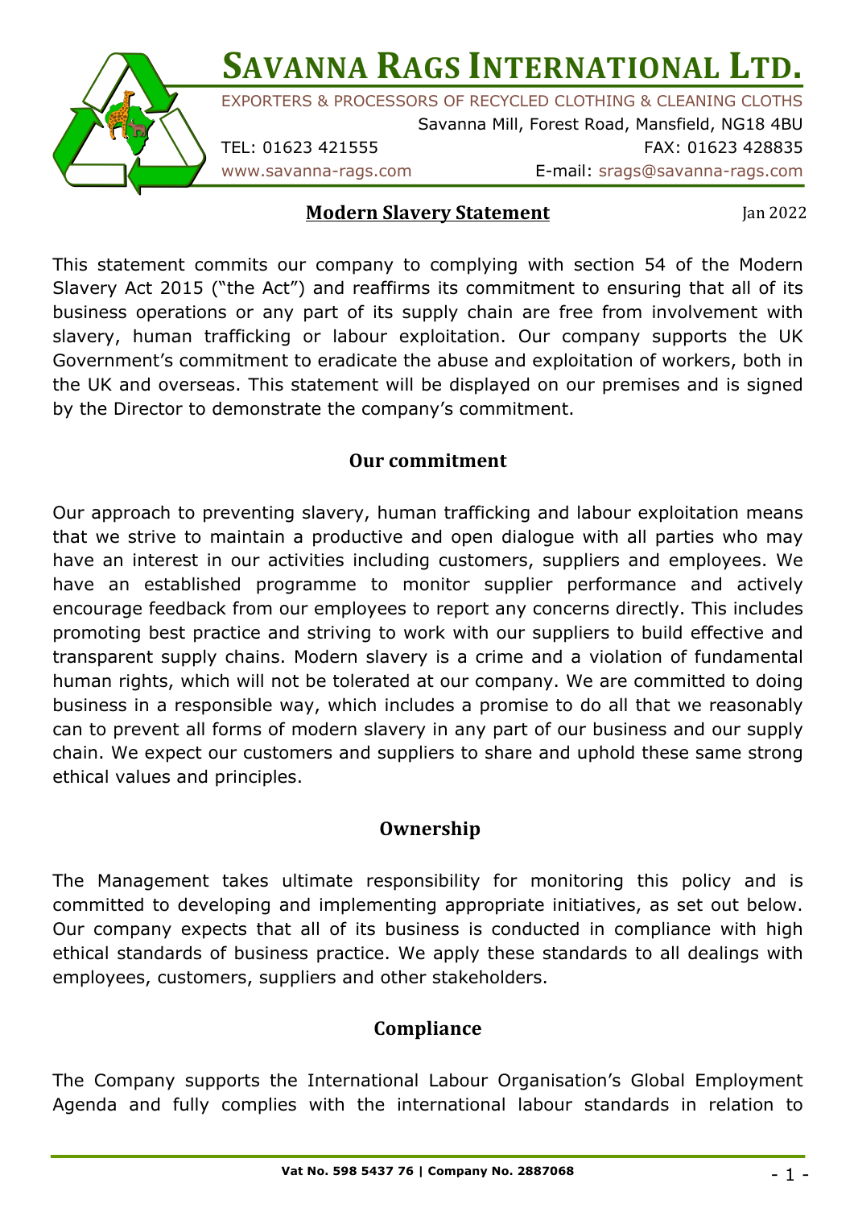# Savanna Rags International Ltd.

EXPORTERS & PROCESSORS OF RECYCLED CLOTHING & CLEANING CLOTHS

Savanna Mill, Forest Road, Mansfield, NG18 4BU

TEL: 01623 421555 FAX: 01623 428835

www.savanna-rags.com E-mail: srags@savanna-rags.com

## Modern Slavery Statement

Jan 2022

This statement commits our company to complying with section 54 of the Modern Slavery Act 2015 ("the Act") and reaffirms its commitment to ensuring that all of its business operations or any part of its supply chain are free from involvement with slavery, human trafficking or labour exploitation. Our company supports the UK Government's commitment to eradicate the abuse and exploitation of workers, both in the UK and overseas. This statement will be displayed on our premises and is signed by the Director to demonstrate the company's commitment.

### Our commitment

Our approach to preventing slavery, human trafficking and labour exploitation means that we strive to maintain a productive and open dialogue with all parties who may have an interest in our activities including customers, suppliers and employees. We have an established programme to monitor supplier performance and actively encourage feedback from our employees to report any concerns directly. This includes promoting best practice and striving to work with our suppliers to build effective and transparent supply chains. Modern slavery is a crime and a violation of fundamental human rights, which will not be tolerated at our company. We are committed to doing business in a responsible way, which includes a promise to do all that we reasonably can to prevent all forms of modern slavery in any part of our business and our supply chain. We expect our customers and suppliers to share and uphold these same strong ethical values and principles.

### Ownership

The Management takes ultimate responsibility for monitoring this policy and is committed to developing and implementing appropriate initiatives, as set out below. Our company expects that all of its business is conducted in compliance with high ethical standards of business practice. We apply these standards to all dealings with employees, customers, suppliers and other stakeholders.

### Compliance

The Company supports the International Labour Organisation's Global Employment Agenda and fully complies with the international labour standards in relation to

Vat No. 598 5437 76 | Company No. 2887068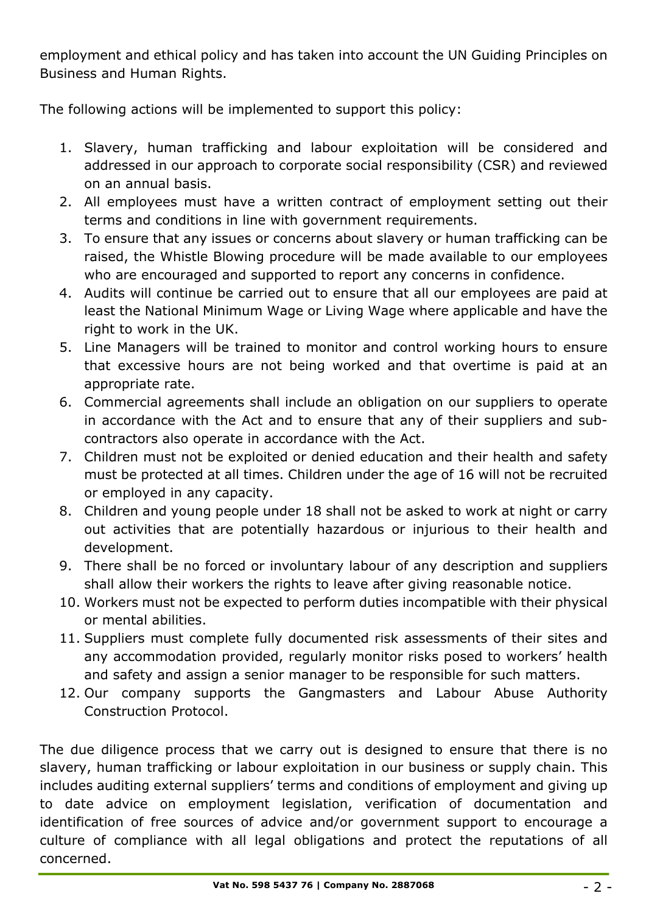employment and ethical policy and has taken into account the UN Guiding Principles on Business and Human Rights.

The following actions will be implemented to support this policy:

1. Slavery, human trafficking and labour exploitation will be considered and addressed in our approach to corporate social responsibility (CSR) and reviewed on an annual basis.
2. All employees must have a written contract of employment setting out their terms and conditions in line with government requirements.
3. To ensure that any issues or concerns about slavery or human trafficking can be raised, the Whistle Blowing procedure will be made available to our employees who are encouraged and supported to report any concerns in confidence.
4. Audits will continue be carried out to ensure that all our employees are paid at least the National Minimum Wage or Living Wage where applicable and have the right to work in the UK.
5. Line Managers will be trained to monitor and control working hours to ensure that excessive hours are not being worked and that overtime is paid at an appropriate rate.
6. Commercial agreements shall include an obligation on our suppliers to operate in accordance with the Act and to ensure that any of their suppliers and sub-contractors also operate in accordance with the Act.
7. Children must not be exploited or denied education and their health and safety must be protected at all times. Children under the age of 16 will not be recruited or employed in any capacity.
8. Children and young people under 18 shall not be asked to work at night or carry out activities that are potentially hazardous or injurious to their health and development.
9. There shall be no forced or involuntary labour of any description and suppliers shall allow their workers the rights to leave after giving reasonable notice.
10. Workers must not be expected to perform duties incompatible with their physical or mental abilities.
11. Suppliers must complete fully documented risk assessments of their sites and any accommodation provided, regularly monitor risks posed to workers' health and safety and assign a senior manager to be responsible for such matters.
12. Our company supports the Gangmasters and Labour Abuse Authority Construction Protocol.

The due diligence process that we carry out is designed to ensure that there is no slavery, human trafficking or labour exploitation in our business or supply chain. This includes auditing external suppliers' terms and conditions of employment and giving up to date advice on employment legislation, verification of documentation and identification of free sources of advice and/or government support to encourage a culture of compliance with all legal obligations and protect the reputations of all concerned.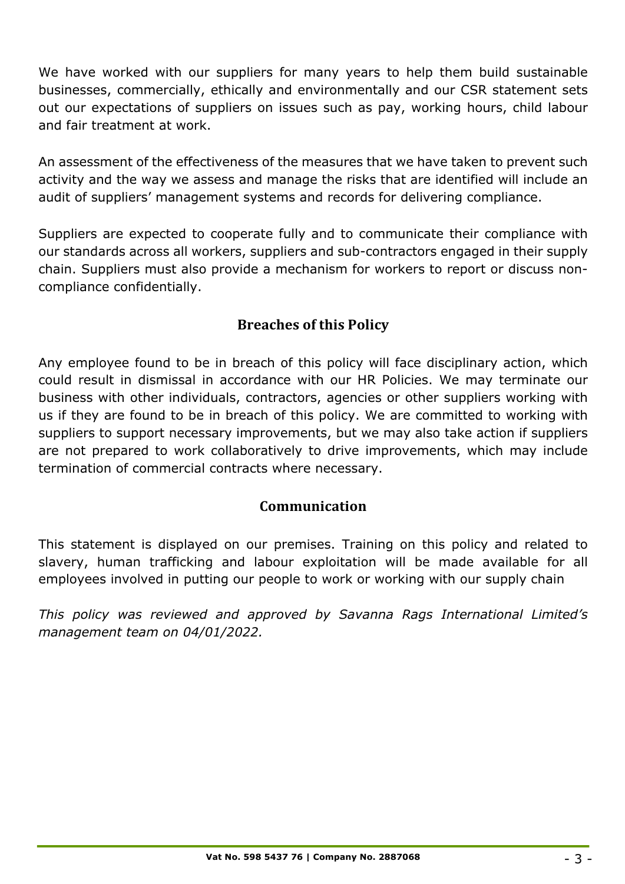We have worked with our suppliers for many years to help them build sustainable businesses, commercially, ethically and environmentally and our CSR statement sets out our expectations of suppliers on issues such as pay, working hours, child labour and fair treatment at work.

An assessment of the effectiveness of the measures that we have taken to prevent such activity and the way we assess and manage the risks that are identified will include an audit of suppliers' management systems and records for delivering compliance.

Suppliers are expected to cooperate fully and to communicate their compliance with our standards across all workers, suppliers and sub-contractors engaged in their supply chain. Suppliers must also provide a mechanism for workers to report or discuss non-compliance confidentially.

## Breaches of this Policy

Any employee found to be in breach of this policy will face disciplinary action, which could result in dismissal in accordance with our HR Policies. We may terminate our business with other individuals, contractors, agencies or other suppliers working with us if they are found to be in breach of this policy. We are committed to working with suppliers to support necessary improvements, but we may also take action if suppliers are not prepared to work collaboratively to drive improvements, which may include termination of commercial contracts where necessary.

## Communication

This statement is displayed on our premises. Training on this policy and related to slavery, human trafficking and labour exploitation will be made available for all employees involved in putting our people to work or working with our supply chain

*This policy was reviewed and approved by Savanna Rags International Limited's management team on 04/01/2022.*